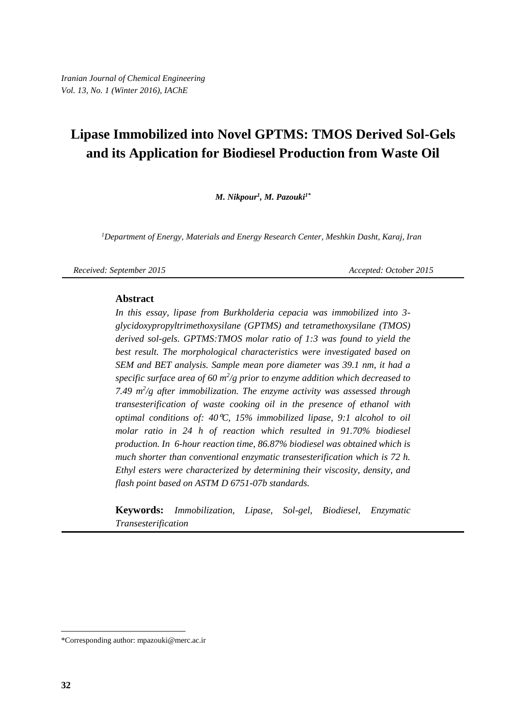# Lipase Immobilized into Novel GPTMS: TMOS Derived Sol-Gels and its Application for Biodiesel Production from Waste Oil

***M. Nikpour[1], M. Pazouki[1\*]***

*[1]Department of Energy, Materials and Energy Research Center, Meshkin Dasht, Karaj, Iran*

*Received: September 2015* *Accepted: October 2015*

## Abstract

*In this essay, lipase from Burkholderia cepacia was immobilized into 3-glycidoxypropyltrimethoxysilane (GPTMS) and tetramethoxysilane (TMOS) derived sol-gels. GPTMS:TMOS molar ratio of 1:3 was found to yield the best result. The morphological characteristics were investigated based on SEM and BET analysis. Sample mean pore diameter was 39.1 nm, it had a specific surface area of 60 $m^2/g$ prior to enzyme addition which decreased to 7.49 $m^2/g$ after immobilization. The enzyme activity was assessed through transesterification of waste cooking oil in the presence of ethanol with optimal conditions of: 40℃, 15% immobilized lipase, 9:1 alcohol to oil molar ratio in 24 h of reaction which resulted in 91.70% biodiesel production. In 6-hour reaction time, 86.87% biodiesel was obtained which is much shorter than conventional enzymatic transesterification which is 72 h. Ethyl esters were characterized by determining their viscosity, density, and flash point based on ASTM D 6751-07b standards.*

**Keywords:** *Immobilization, Lipase, Sol-gel, Biodiesel, Enzymatic Transesterification*

---

\*Corresponding author: mpazouki@merc.ac.ir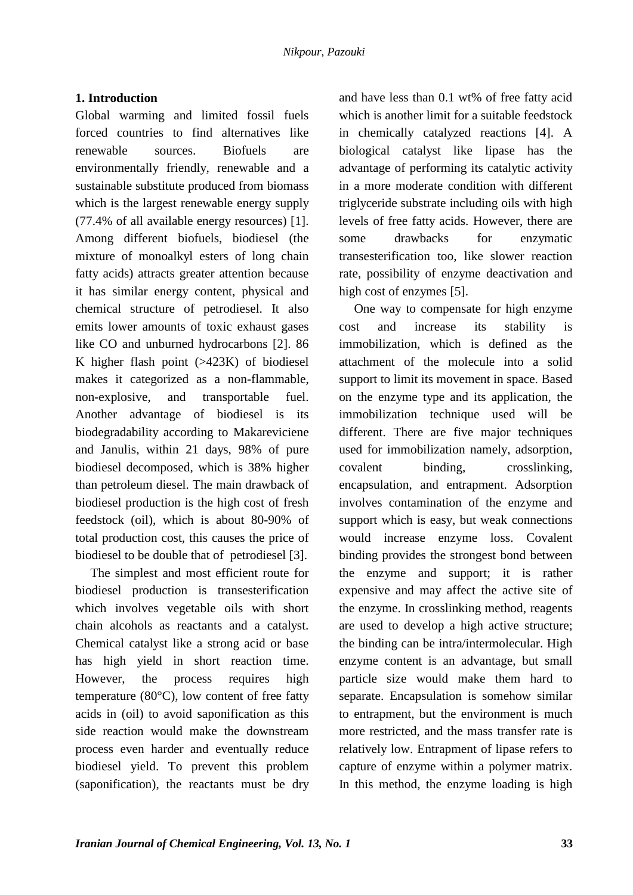## 1. Introduction

Global warming and limited fossil fuels forced countries to find alternatives like renewable sources. Biofuels are environmentally friendly, renewable and a sustainable substitute produced from biomass which is the largest renewable energy supply (77.4% of all available energy resources) [1]. Among different biofuels, biodiesel (the mixture of monoalkyl esters of long chain fatty acids) attracts greater attention because it has similar energy content, physical and chemical structure of petrodiesel. It also emits lower amounts of toxic exhaust gases like CO and unburned hydrocarbons [2]. 86 K higher flash point (>423K) of biodiesel makes it categorized as a non-flammable, non-explosive, and transportable fuel. Another advantage of biodiesel is its biodegradability according to Makareviciene and Janulis, within 21 days, 98% of pure biodiesel decomposed, which is 38% higher than petroleum diesel. The main drawback of biodiesel production is the high cost of fresh feedstock (oil), which is about 80-90% of total production cost, this causes the price of biodiesel to be double that of petrodiesel [3].

The simplest and most efficient route for biodiesel production is transesterification which involves vegetable oils with short chain alcohols as reactants and a catalyst. Chemical catalyst like a strong acid or base has high yield in short reaction time. However, the process requires high temperature (80°C), low content of free fatty acids in (oil) to avoid saponification as this side reaction would make the downstream process even harder and eventually reduce biodiesel yield. To prevent this problem (saponification), the reactants must be dry and have less than 0.1 wt% of free fatty acid which is another limit for a suitable feedstock in chemically catalyzed reactions [4]. A biological catalyst like lipase has the advantage of performing its catalytic activity in a more moderate condition with different triglyceride substrate including oils with high levels of free fatty acids. However, there are some drawbacks for enzymatic transesterification too, like slower reaction rate, possibility of enzyme deactivation and high cost of enzymes [5].

One way to compensate for high enzyme cost and increase its stability is immobilization, which is defined as the attachment of the molecule into a solid support to limit its movement in space. Based on the enzyme type and its application, the immobilization technique used will be different. There are five major techniques used for immobilization namely, adsorption, covalent binding, crosslinking, encapsulation, and entrapment. Adsorption involves contamination of the enzyme and support which is easy, but weak connections would increase enzyme loss. Covalent binding provides the strongest bond between the enzyme and support; it is rather expensive and may affect the active site of the enzyme. In crosslinking method, reagents are used to develop a high active structure; the binding can be intra/intermolecular. High enzyme content is an advantage, but small particle size would make them hard to separate. Encapsulation is somehow similar to entrapment, but the environment is much more restricted, and the mass transfer rate is relatively low. Entrapment of lipase refers to capture of enzyme within a polymer matrix. In this method, the enzyme loading is high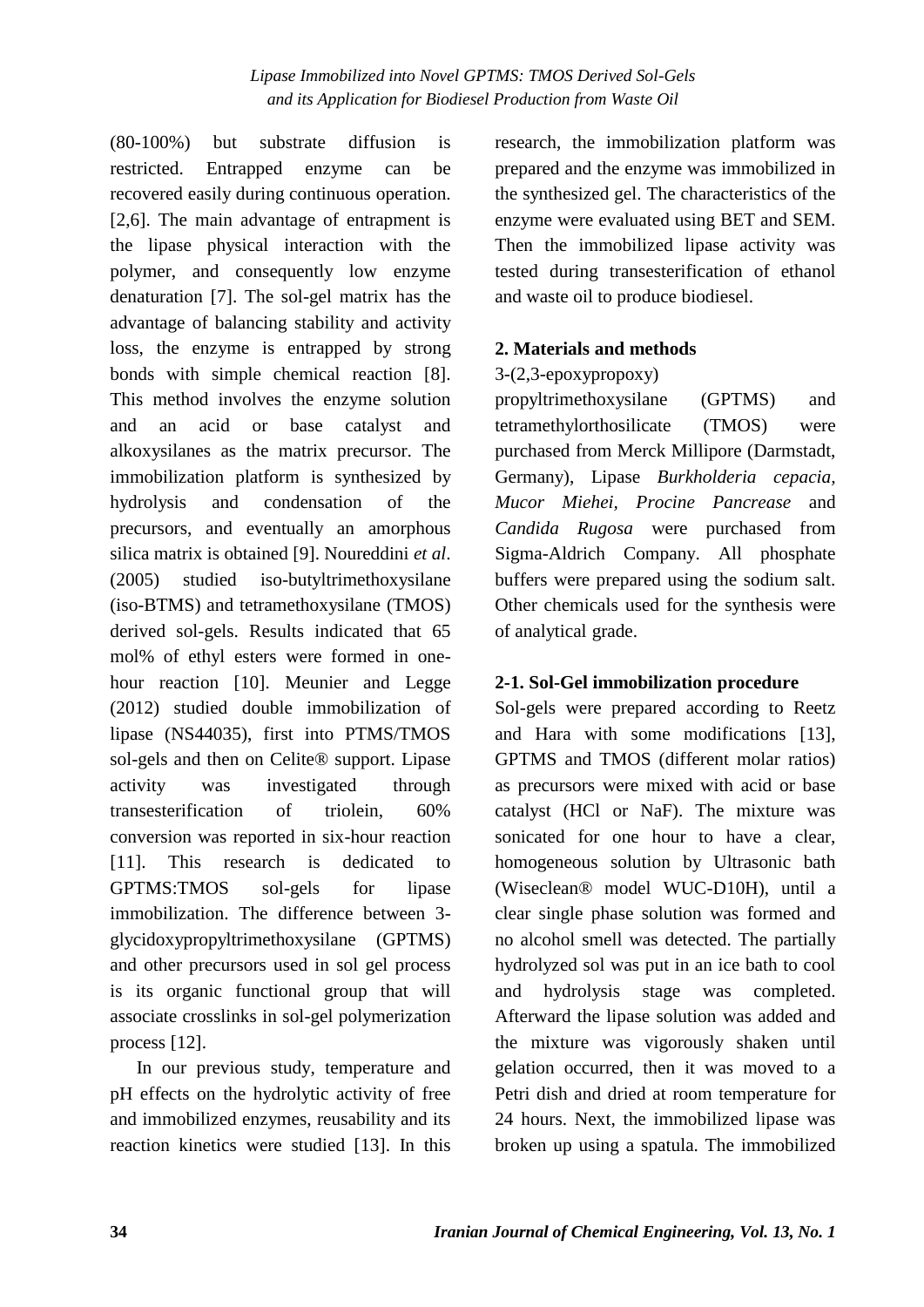(80-100%) but substrate diffusion is restricted. Entrapped enzyme can be recovered easily during continuous operation. [2,6]. The main advantage of entrapment is the lipase physical interaction with the polymer, and consequently low enzyme denaturation [7]. The sol-gel matrix has the advantage of balancing stability and activity loss, the enzyme is entrapped by strong bonds with simple chemical reaction [8]. This method involves the enzyme solution and an acid or base catalyst and alkoxysilanes as the matrix precursor. The immobilization platform is synthesized by hydrolysis and condensation of the precursors, and eventually an amorphous silica matrix is obtained [9]. Noureddini *et al*. (2005) studied iso-butyltrimethoxysilane (iso-BTMS) and tetramethoxysilane (TMOS) derived sol-gels. Results indicated that 65 mol% of ethyl esters were formed in one-hour reaction [10]. Meunier and Legge (2012) studied double immobilization of lipase (NS44035), first into PTMS/TMOS sol-gels and then on Celite® support. Lipase activity was investigated through transesterification of triolein, 60% conversion was reported in six-hour reaction [11]. This research is dedicated to GPTMS:TMOS sol-gels for lipase immobilization. The difference between 3-glycidoxypropyltrimethoxysilane (GPTMS) and other precursors used in sol gel process is its organic functional group that will associate crosslinks in sol-gel polymerization process [12].

In our previous study, temperature and pH effects on the hydrolytic activity of free and immobilized enzymes, reusability and its reaction kinetics were studied [13]. In this research, the immobilization platform was prepared and the enzyme was immobilized in the synthesized gel. The characteristics of the enzyme were evaluated using BET and SEM. Then the immobilized lipase activity was tested during transesterification of ethanol and waste oil to produce biodiesel.

## 2. Materials and methods

3-(2,3-epoxypropoxy) propyltrimethoxysilane (GPTMS) and tetramethylorthosilicate (TMOS) were purchased from Merck Millipore (Darmstadt, Germany), Lipase *Burkholderia cepacia, Mucor Miehei, Procine Pancrease* and *Candida Rugosa* were purchased from Sigma-Aldrich Company. All phosphate buffers were prepared using the sodium salt. Other chemicals used for the synthesis were of analytical grade.

### 2-1. Sol-Gel immobilization procedure

Sol-gels were prepared according to Reetz and Hara with some modifications [13], GPTMS and TMOS (different molar ratios) as precursors were mixed with acid or base catalyst (HCl or NaF). The mixture was sonicated for one hour to have a clear, homogeneous solution by Ultrasonic bath (Wiseclean® model WUC-D10H), until a clear single phase solution was formed and no alcohol smell was detected. The partially hydrolyzed sol was put in an ice bath to cool and hydrolysis stage was completed. Afterward the lipase solution was added and the mixture was vigorously shaken until gelation occurred, then it was moved to a Petri dish and dried at room temperature for 24 hours. Next, the immobilized lipase was broken up using a spatula. The immobilized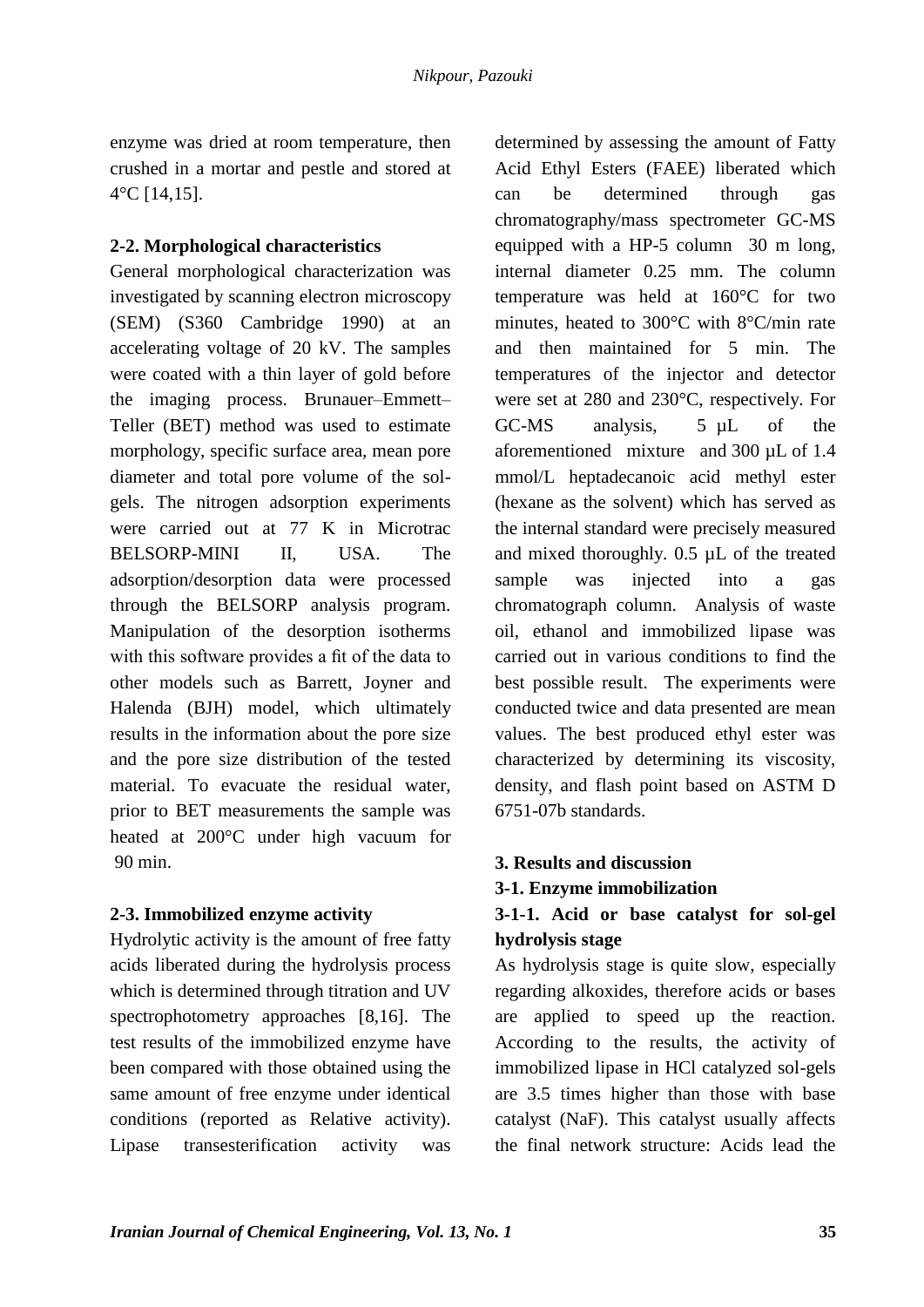enzyme was dried at room temperature, then crushed in a mortar and pestle and stored at 4°C [14,15].

### 2-2. Morphological characteristics

General morphological characterization was investigated by scanning electron microscopy (SEM) (S360 Cambridge 1990) at an accelerating voltage of 20 kV. The samples were coated with a thin layer of gold before the imaging process. Brunauer–Emmett–Teller (BET) method was used to estimate morphology, specific surface area, mean pore diameter and total pore volume of the sol-gels. The nitrogen adsorption experiments were carried out at 77 K in Microtrac BELSORP-MINI II, USA. The adsorption/desorption data were processed through the BELSORP analysis program. Manipulation of the desorption isotherms with this software provides a fit of the data to other models such as Barrett, Joyner and Halenda (BJH) model, which ultimately results in the information about the pore size and the pore size distribution of the tested material. To evacuate the residual water, prior to BET measurements the sample was heated at 200°C under high vacuum for 90 min.

### 2-3. Immobilized enzyme activity

Hydrolytic activity is the amount of free fatty acids liberated during the hydrolysis process which is determined through titration and UV spectrophotometry approaches [8,16]. The test results of the immobilized enzyme have been compared with those obtained using the same amount of free enzyme under identical conditions (reported as Relative activity). Lipase transesterification activity was determined by assessing the amount of Fatty Acid Ethyl Esters (FAEE) liberated which can be determined through gas chromatography/mass spectrometer GC-MS equipped with a HP-5 column 30 m long, internal diameter 0.25 mm. The column temperature was held at 160°C for two minutes, heated to 300°C with 8°C/min rate and then maintained for 5 min. The temperatures of the injector and detector were set at 280 and 230°C, respectively. For GC-MS analysis, 5 µL of the aforementioned mixture and 300 µL of 1.4 mmol/L heptadecanoic acid methyl ester (hexane as the solvent) which has served as the internal standard were precisely measured and mixed thoroughly. 0.5 µL of the treated sample was injected into a gas chromatograph column. Analysis of waste oil, ethanol and immobilized lipase was carried out in various conditions to find the best possible result. The experiments were conducted twice and data presented are mean values. The best produced ethyl ester was characterized by determining its viscosity, density, and flash point based on ASTM D 6751-07b standards.

## 3. Results and discussion

### 3-1. Enzyme immobilization

#### 3-1-1. Acid or base catalyst for sol-gel hydrolysis stage

As hydrolysis stage is quite slow, especially regarding alkoxides, therefore acids or bases are applied to speed up the reaction. According to the results, the activity of immobilized lipase in HCl catalyzed sol-gels are 3.5 times higher than those with base catalyst (NaF). This catalyst usually affects the final network structure: Acids lead the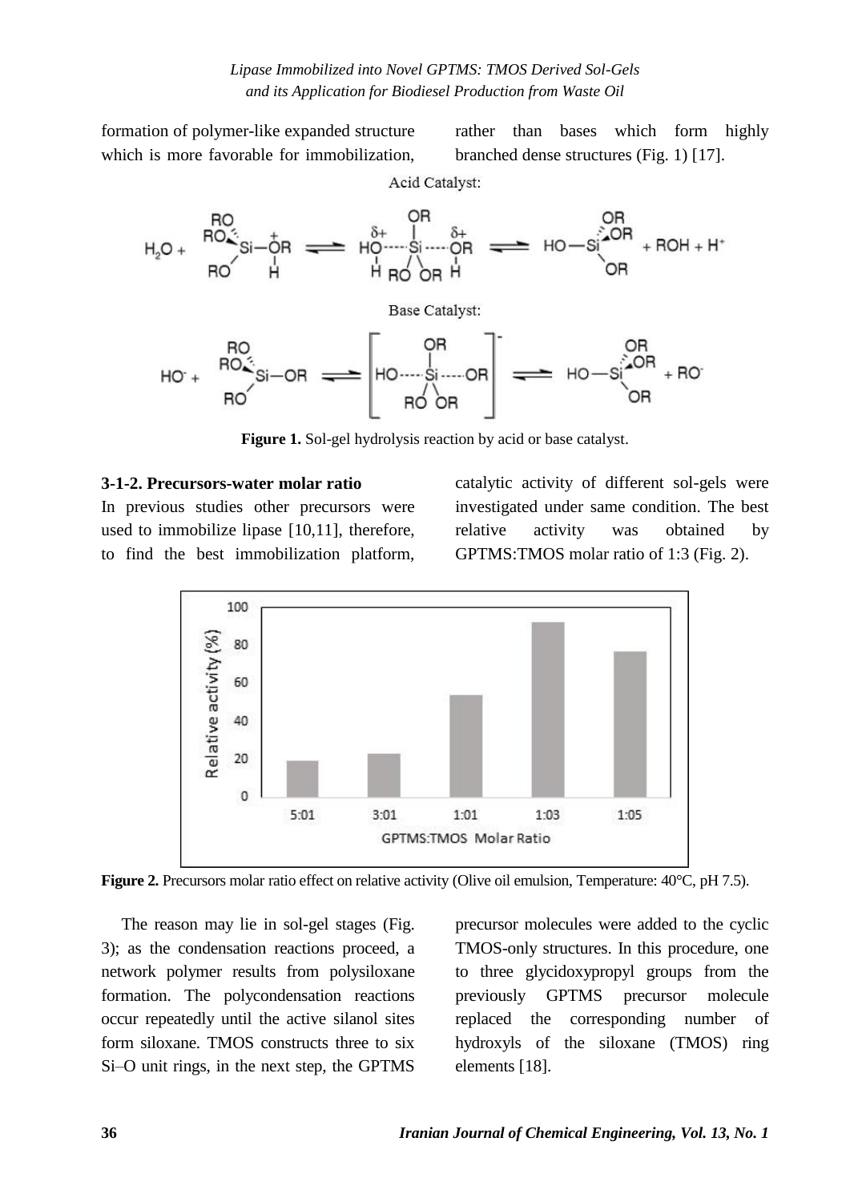formation of polymer-like expanded structure which is more favorable for immobilization, rather than bases which form highly branched dense structures (Fig. 1) [17].

**Figure 1.** Sol-gel hydrolysis reaction by acid or base catalyst.

### 3-1-2. Precursors-water molar ratio

In previous studies other precursors were used to immobilize lipase [10,11], therefore, to find the best immobilization platform, catalytic activity of different sol-gels were investigated under same condition. The best relative activity was obtained by GPTMS:TMOS molar ratio of 1:3 (Fig. 2).

**Figure 2.** Precursors molar ratio effect on relative activity (Olive oil emulsion, Temperature: 40°C, pH 7.5).

The reason may lie in sol-gel stages (Fig. 3); as the condensation reactions proceed, a network polymer results from polysiloxane formation. The polycondensation reactions occur repeatedly until the active silanol sites form siloxane. TMOS constructs three to six Si–O unit rings, in the next step, the GPTMS precursor molecules were added to the cyclic TMOS-only structures. In this procedure, one to three glycidoxypropyl groups from the previously GPTMS precursor molecule replaced the corresponding number of hydroxyls of the siloxane (TMOS) ring elements [18].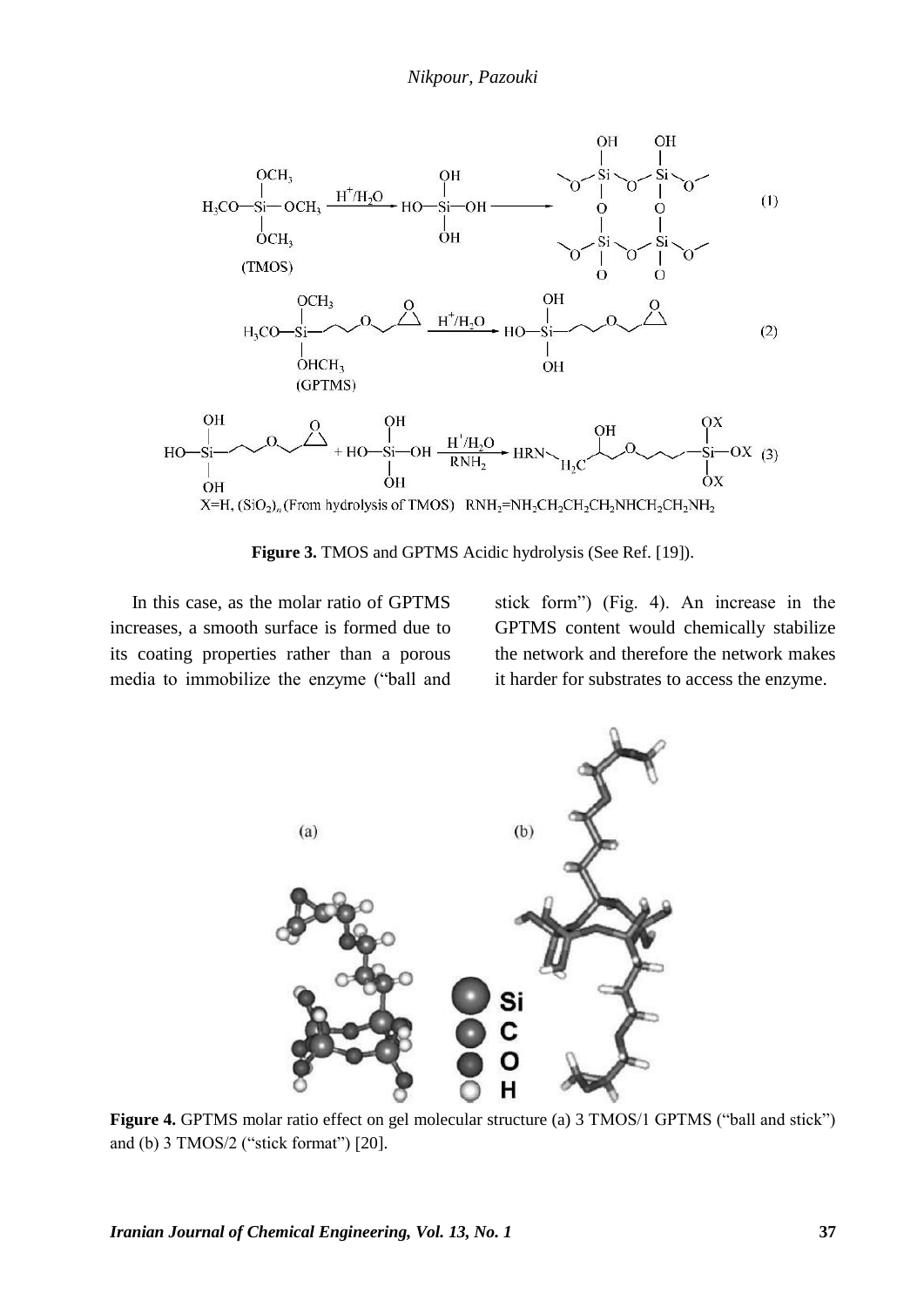**Figure 3.** TMOS and GPTMS Acidic hydrolysis (See Ref. [19]).

In this case, as the molar ratio of GPTMS increases, a smooth surface is formed due to its coating properties rather than a porous media to immobilize the enzyme ("ball and stick form") (Fig. 4). An increase in the GPTMS content would chemically stabilize the network and therefore the network makes it harder for substrates to access the enzyme.

**Figure 4.** GPTMS molar ratio effect on gel molecular structure (a) 3 TMOS/1 GPTMS ("ball and stick") and (b) 3 TMOS/2 ("stick format") [20].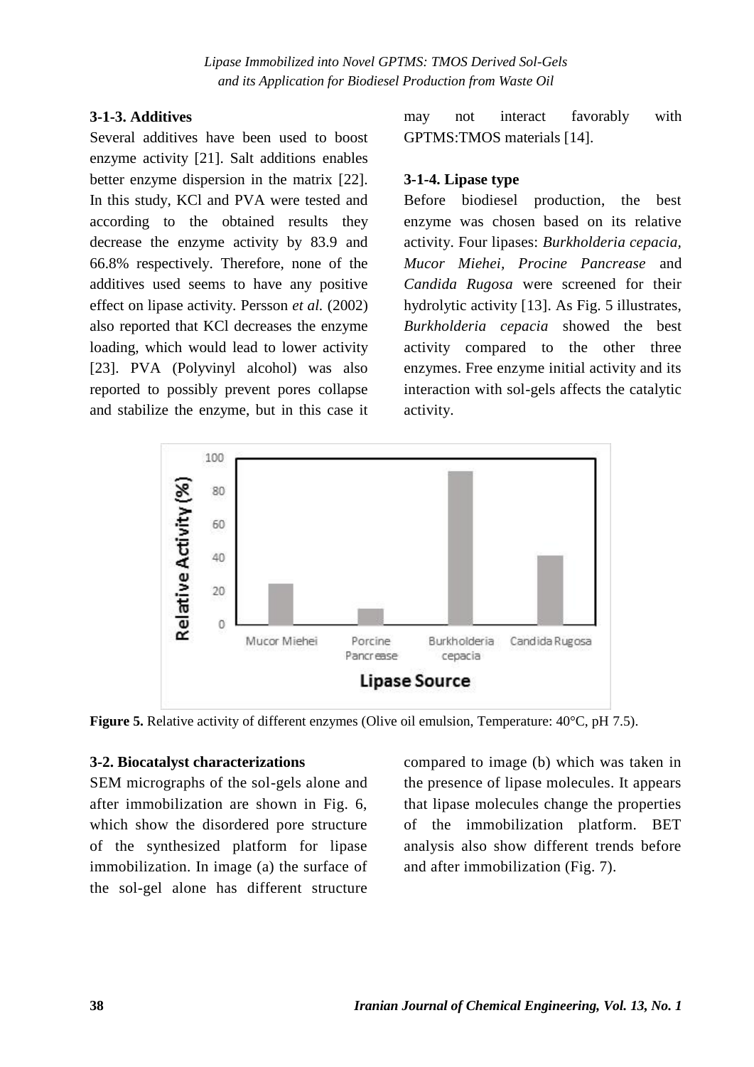### 3-1-3. Additives

Several additives have been used to boost enzyme activity [21]. Salt additions enables better enzyme dispersion in the matrix [22]. In this study, KCl and PVA were tested and according to the obtained results they decrease the enzyme activity by 83.9 and 66.8% respectively. Therefore, none of the additives used seems to have any positive effect on lipase activity. Persson *et al.* (2002) also reported that KCl decreases the enzyme loading, which would lead to lower activity [23]. PVA (Polyvinyl alcohol) was also reported to possibly prevent pores collapse and stabilize the enzyme, but in this case it may not interact favorably with GPTMS:TMOS materials [14].

### 3-1-4. Lipase type

Before biodiesel production, the best enzyme was chosen based on its relative activity. Four lipases: *Burkholderia cepacia*, *Mucor Miehei*, *Procine Pancrease* and *Candida Rugosa* were screened for their hydrolytic activity [13]. As Fig. 5 illustrates, *Burkholderia cepacia* showed the best activity compared to the other three enzymes. Free enzyme initial activity and its interaction with sol-gels affects the catalytic activity.

**Figure 5.** Relative activity of different enzymes (Olive oil emulsion, Temperature: 40°C, pH 7.5).

## 3-2. Biocatalyst characterizations

SEM micrographs of the sol-gels alone and after immobilization are shown in Fig. 6, which show the disordered pore structure of the synthesized platform for lipase immobilization. In image (a) the surface of the sol-gel alone has different structure compared to image (b) which was taken in the presence of lipase molecules. It appears that lipase molecules change the properties of the immobilization platform. BET analysis also show different trends before and after immobilization (Fig. 7).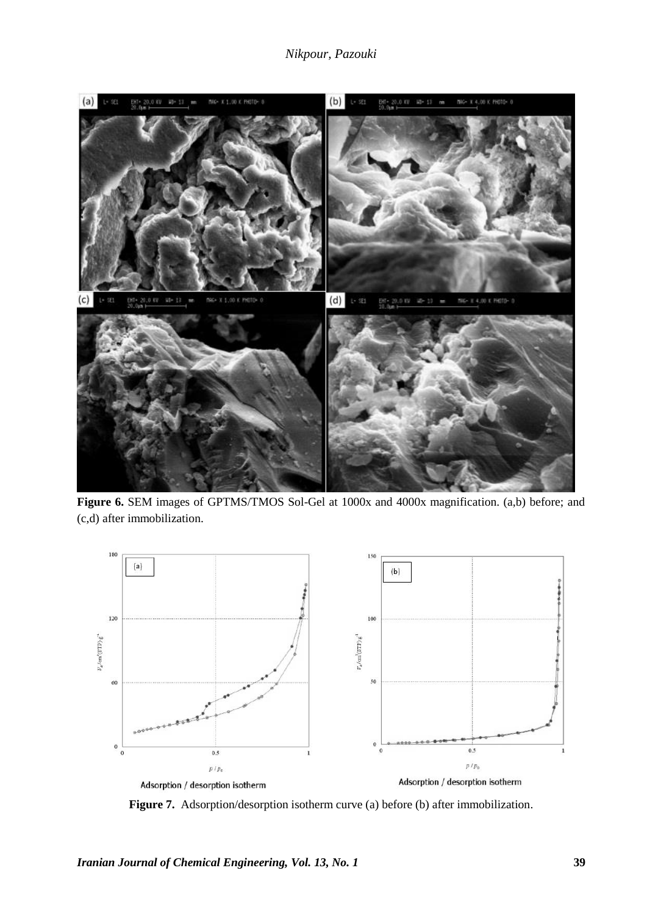**Figure 6.** SEM images of GPTMS/TMOS Sol-Gel at 1000x and 4000x magnification. (a,b) before; and (c,d) after immobilization.

**Figure 7.** Adsorption/desorption isotherm curve (a) before (b) after immobilization.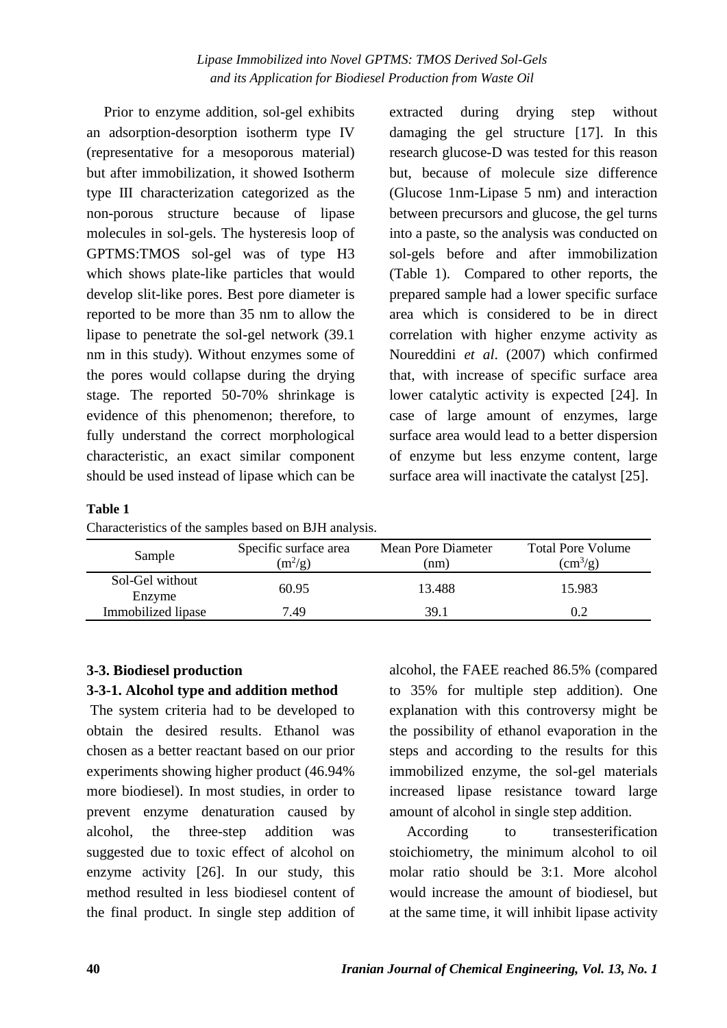Prior to enzyme addition, sol-gel exhibits an adsorption-desorption isotherm type IV (representative for a mesoporous material) but after immobilization, it showed Isotherm type III characterization categorized as the non-porous structure because of lipase molecules in sol-gels. The hysteresis loop of GPTMS:TMOS sol-gel was of type H3 which shows plate-like particles that would develop slit-like pores. Best pore diameter is reported to be more than 35 nm to allow the lipase to penetrate the sol-gel network (39.1 nm in this study). Without enzymes some of the pores would collapse during the drying stage. The reported 50-70% shrinkage is evidence of this phenomenon; therefore, to fully understand the correct morphological characteristic, an exact similar component should be used instead of lipase which can be extracted during drying step without damaging the gel structure [17]. In this research glucose-D was tested for this reason but, because of molecule size difference (Glucose 1nm-Lipase 5 nm) and interaction between precursors and glucose, the gel turns into a paste, so the analysis was conducted on sol-gels before and after immobilization (Table 1). Compared to other reports, the prepared sample had a lower specific surface area which is considered to be in direct correlation with higher enzyme activity as Noureddini *et al*. (2007) which confirmed that, with increase of specific surface area lower catalytic activity is expected [24]. In case of large amount of enzymes, large surface area would lead to a better dispersion of enzyme but less enzyme content, large surface area will inactivate the catalyst [25].

**Table 1**

Characteristics of the samples based on BJH analysis.

| Sample | Specific surface area ($m^2/g$) | Mean Pore Diameter (nm) | Total Pore Volume ($cm^3/g$) |
|---|---|---|---|
| Sol-Gel without Enzyme | 60.95 | 13.488 | 15.983 |
| Immobilized lipase | 7.49 | 39.1 | 0.2 |

### 3-3. Biodiesel production

#### 3-3-1. Alcohol type and addition method

The system criteria had to be developed to obtain the desired results. Ethanol was chosen as a better reactant based on our prior experiments showing higher product (46.94% more biodiesel). In most studies, in order to prevent enzyme denaturation caused by alcohol, the three-step addition was suggested due to toxic effect of alcohol on enzyme activity [26]. In our study, this method resulted in less biodiesel content of the final product. In single step addition of alcohol, the FAEE reached 86.5% (compared to 35% for multiple step addition). One explanation with this controversy might be the possibility of ethanol evaporation in the steps and according to the results for this immobilized enzyme, the sol-gel materials increased lipase resistance toward large amount of alcohol in single step addition.

According to transesterification stoichiometry, the minimum alcohol to oil molar ratio should be 3:1. More alcohol would increase the amount of biodiesel, but at the same time, it will inhibit lipase activity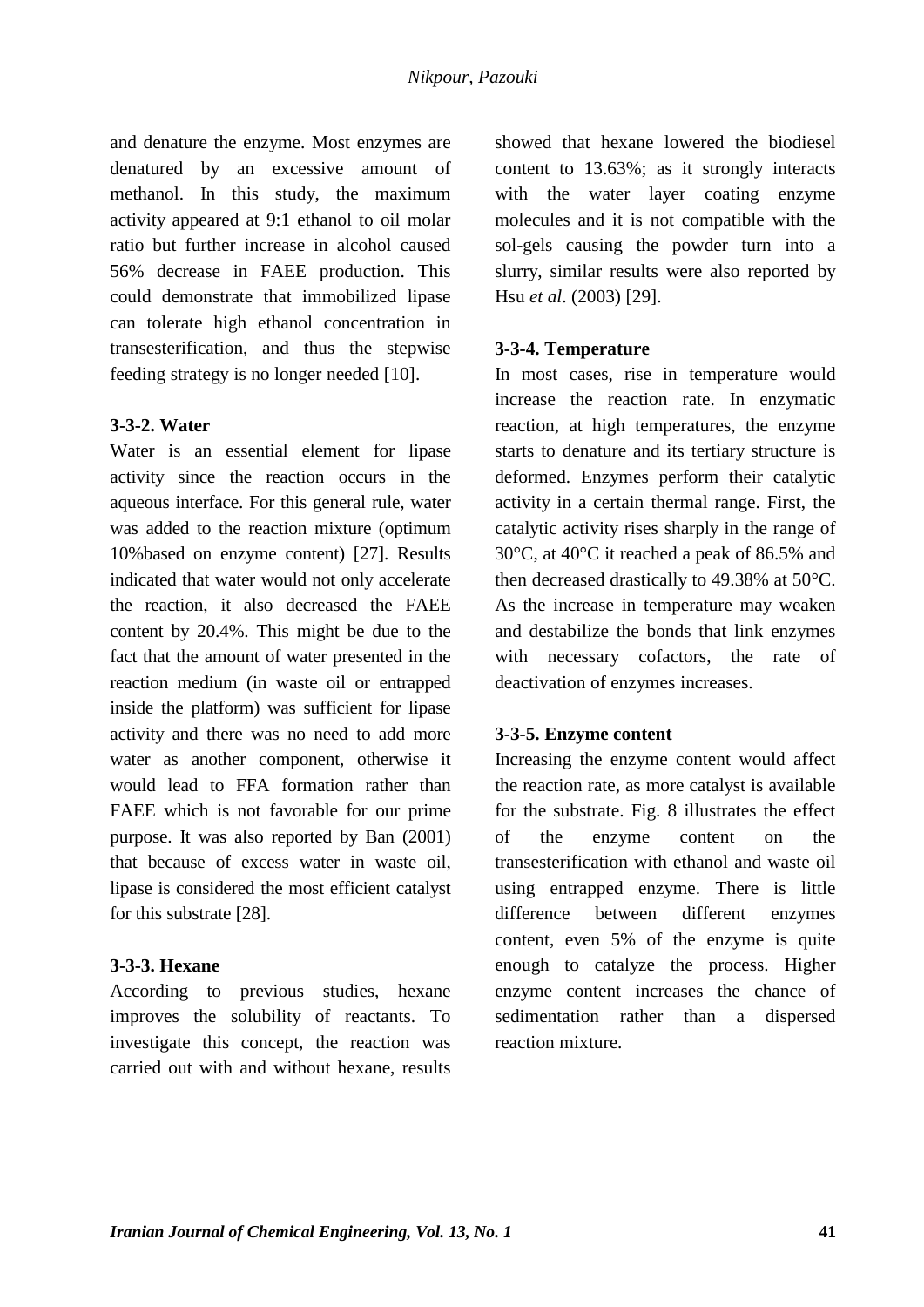and denature the enzyme. Most enzymes are denatured by an excessive amount of methanol. In this study, the maximum activity appeared at 9:1 ethanol to oil molar ratio but further increase in alcohol caused 56% decrease in FAEE production. This could demonstrate that immobilized lipase can tolerate high ethanol concentration in transesterification, and thus the stepwise feeding strategy is no longer needed [10].

### 3-3-2. Water

Water is an essential element for lipase activity since the reaction occurs in the aqueous interface. For this general rule, water was added to the reaction mixture (optimum 10%based on enzyme content) [27]. Results indicated that water would not only accelerate the reaction, it also decreased the FAEE content by 20.4%. This might be due to the fact that the amount of water presented in the reaction medium (in waste oil or entrapped inside the platform) was sufficient for lipase activity and there was no need to add more water as another component, otherwise it would lead to FFA formation rather than FAEE which is not favorable for our prime purpose. It was also reported by Ban (2001) that because of excess water in waste oil, lipase is considered the most efficient catalyst for this substrate [28].

### 3-3-3. Hexane

According to previous studies, hexane improves the solubility of reactants. To investigate this concept, the reaction was carried out with and without hexane, results showed that hexane lowered the biodiesel content to 13.63%; as it strongly interacts with the water layer coating enzyme molecules and it is not compatible with the sol-gels causing the powder turn into a slurry, similar results were also reported by Hsu *et al*. (2003) [29].

### 3-3-4. Temperature

In most cases, rise in temperature would increase the reaction rate. In enzymatic reaction, at high temperatures, the enzyme starts to denature and its tertiary structure is deformed. Enzymes perform their catalytic activity in a certain thermal range. First, the catalytic activity rises sharply in the range of 30°C, at 40°C it reached a peak of 86.5% and then decreased drastically to 49.38% at 50°C. As the increase in temperature may weaken and destabilize the bonds that link enzymes with necessary cofactors, the rate of deactivation of enzymes increases.

### 3-3-5. Enzyme content

Increasing the enzyme content would affect the reaction rate, as more catalyst is available for the substrate. Fig. 8 illustrates the effect of the enzyme content on the transesterification with ethanol and waste oil using entrapped enzyme. There is little difference between different enzymes content, even 5% of the enzyme is quite enough to catalyze the process. Higher enzyme content increases the chance of sedimentation rather than a dispersed reaction mixture.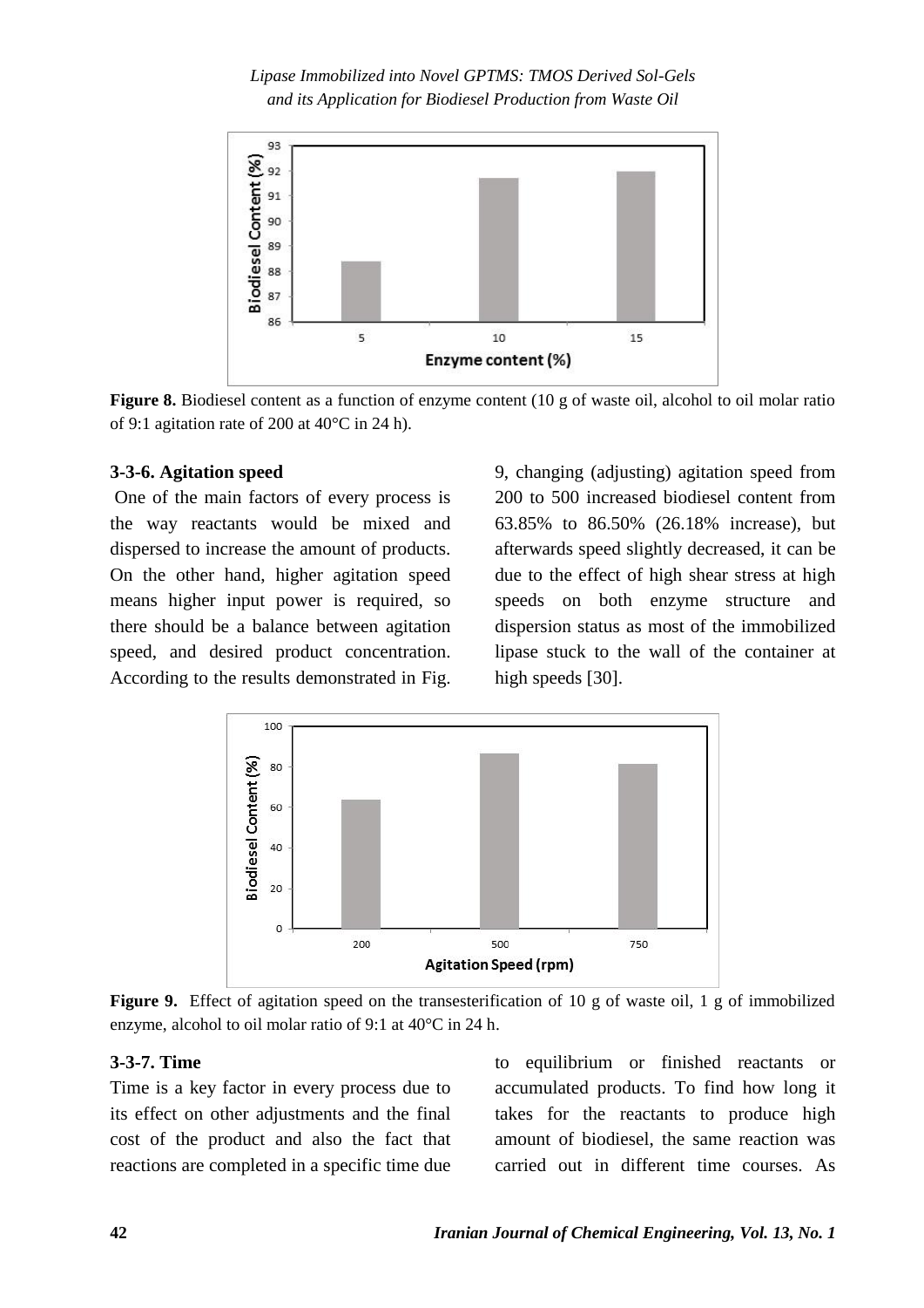**Figure 8.** Biodiesel content as a function of enzyme content (10 g of waste oil, alcohol to oil molar ratio of 9:1 agitation rate of 200 at 40°C in 24 h).

### 3-3-6. Agitation speed

One of the main factors of every process is the way reactants would be mixed and dispersed to increase the amount of products. On the other hand, higher agitation speed means higher input power is required, so there should be a balance between agitation speed, and desired product concentration. According to the results demonstrated in Fig. 9, changing (adjusting) agitation speed from 200 to 500 increased biodiesel content from 63.85% to 86.50% (26.18% increase), but afterwards speed slightly decreased, it can be due to the effect of high shear stress at high speeds on both enzyme structure and dispersion status as most of the immobilized lipase stuck to the wall of the container at high speeds [30].

**Figure 9.** Effect of agitation speed on the transesterification of 10 g of waste oil, 1 g of immobilized enzyme, alcohol to oil molar ratio of 9:1 at 40°C in 24 h.

### 3-3-7. Time

Time is a key factor in every process due to its effect on other adjustments and the final cost of the product and also the fact that reactions are completed in a specific time due to equilibrium or finished reactants or accumulated products. To find how long it takes for the reactants to produce high amount of biodiesel, the same reaction was carried out in different time courses. As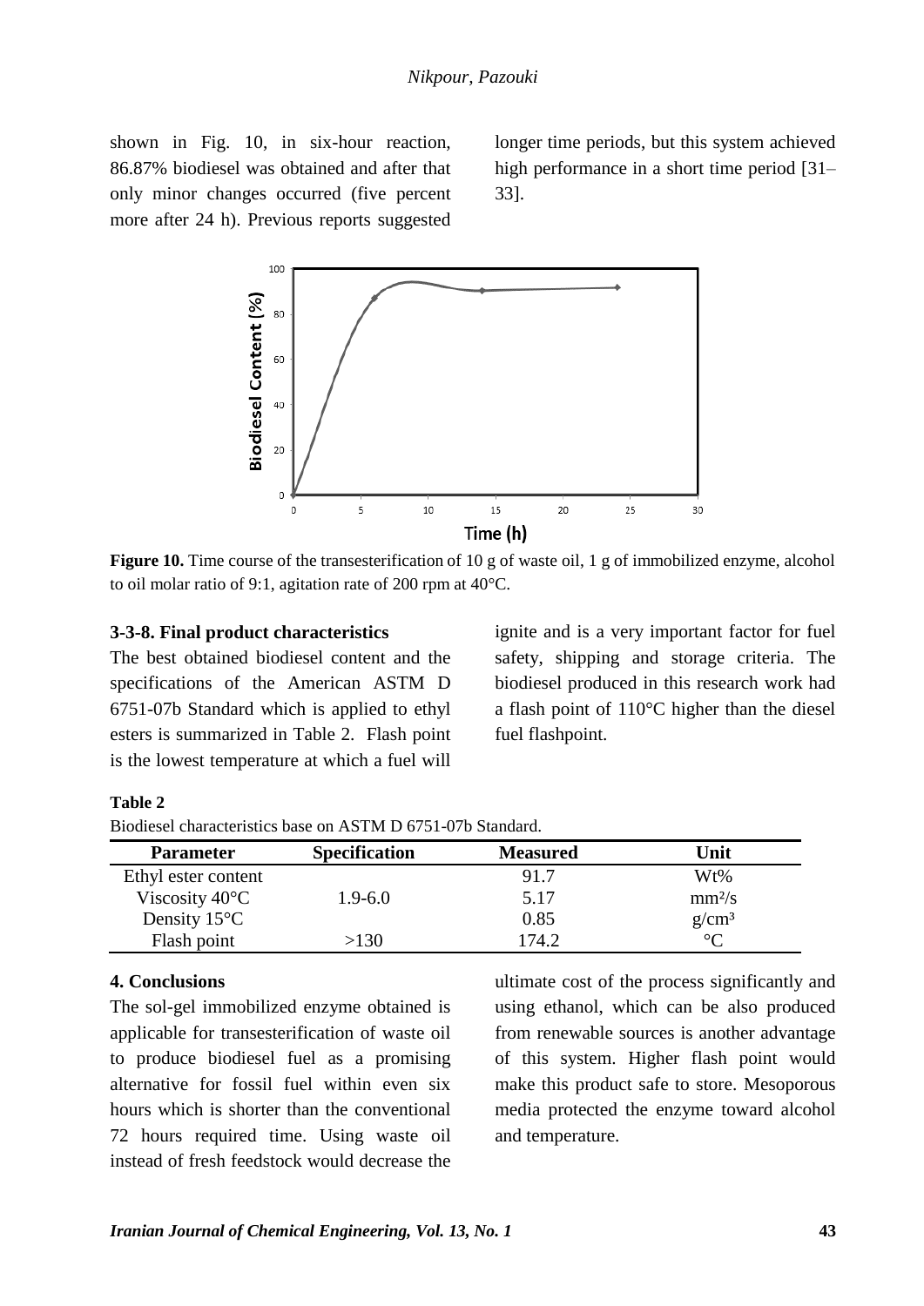shown in Fig. 10, in six-hour reaction, 86.87% biodiesel was obtained and after that only minor changes occurred (five percent more after 24 h). Previous reports suggested longer time periods, but this system achieved high performance in a short time period [31–33].

**Figure 10.** Time course of the transesterification of 10 g of waste oil, 1 g of immobilized enzyme, alcohol to oil molar ratio of 9:1, agitation rate of 200 rpm at 40°C.

### 3-3-8. Final product characteristics

The best obtained biodiesel content and the specifications of the American ASTM D 6751-07b Standard which is applied to ethyl esters is summarized in Table 2. Flash point is the lowest temperature at which a fuel will ignite and is a very important factor for fuel safety, shipping and storage criteria. The biodiesel produced in this research work had a flash point of 110°C higher than the diesel fuel flashpoint.

**Table 2**

Biodiesel characteristics base on ASTM D 6751-07b Standard.

| Parameter | Specification | Measured | Unit |
|---|---|---|---|
| Ethyl ester content | | 91.7 | Wt% |
| Viscosity 40°C | 1.9-6.0 | 5.17 | $mm^2/s$ |
| Density 15°C | | 0.85 | $g/cm^3$ |
| Flash point | >130 | 174.2 | °C |

## 4. Conclusions

The sol-gel immobilized enzyme obtained is applicable for transesterification of waste oil to produce biodiesel fuel as a promising alternative for fossil fuel within even six hours which is shorter than the conventional 72 hours required time. Using waste oil instead of fresh feedstock would decrease the ultimate cost of the process significantly and using ethanol, which can be also produced from renewable sources is another advantage of this system. Higher flash point would make this product safe to store. Mesoporous media protected the enzyme toward alcohol and temperature.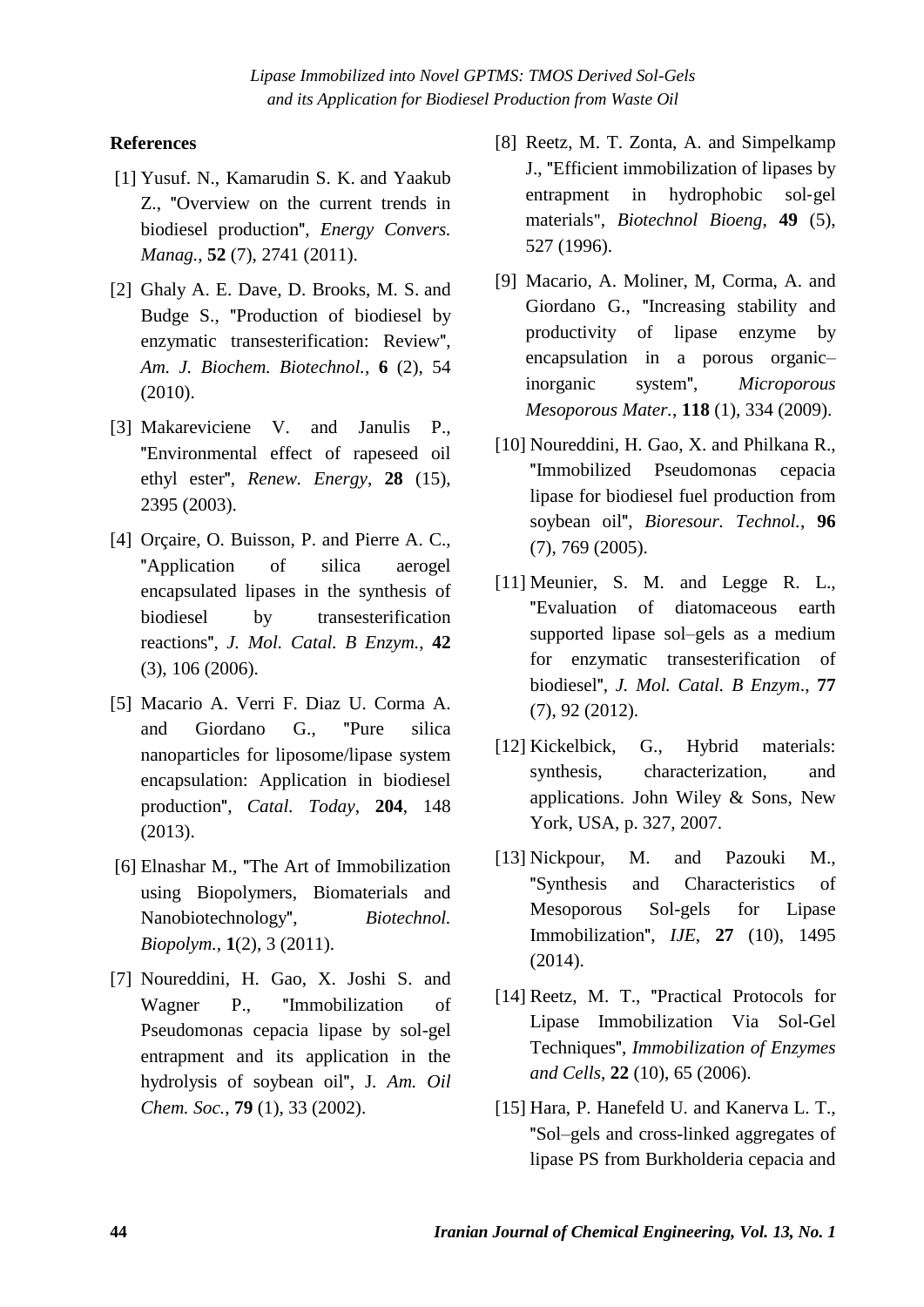## References

[1] Yusuf. N., Kamarudin S. K. and Yaakub Z., "Overview on the current trends in biodiesel production", *Energy Convers. Manag.*, **52** (7), 2741 (2011).

[2] Ghaly A. E. Dave, D. Brooks, M. S. and Budge S., "Production of biodiesel by enzymatic transesterification: Review", *Am. J. Biochem. Biotechnol.*, **6** (2), 54 (2010).

[3] Makareviciene V. and Janulis P., "Environmental effect of rapeseed oil ethyl ester", *Renew. Energy*, **28** (15), 2395 (2003).

[4] Orçaire, O. Buisson, P. and Pierre A. C., "Application of silica aerogel encapsulated lipases in the synthesis of biodiesel by transesterification reactions", *J. Mol. Catal. B Enzym.*, **42** (3), 106 (2006).

[5] Macario A. Verri F. Diaz U. Corma A. and Giordano G., "Pure silica nanoparticles for liposome/lipase system encapsulation: Application in biodiesel production", *Catal. Today*, **204**, 148 (2013).

[6] Elnashar M., "The Art of Immobilization using Biopolymers, Biomaterials and Nanobiotechnology", *Biotechnol. Biopolym.*, **1**(2), 3 (2011).

[7] Noureddini, H. Gao, X. Joshi S. and Wagner P., "Immobilization of Pseudomonas cepacia lipase by sol-gel entrapment and its application in the hydrolysis of soybean oil", J. *Am. Oil Chem. Soc.*, **79** (1), 33 (2002).

[8] Reetz, M. T. Zonta, A. and Simpelkamp J., "Efficient immobilization of lipases by entrapment in hydrophobic sol-gel materials", *Biotechnol Bioeng*, **49** (5), 527 (1996).

[9] Macario, A. Moliner, M, Corma, A. and Giordano G., "Increasing stability and productivity of lipase enzyme by encapsulation in a porous organic–inorganic system", *Microporous Mesoporous Mater.*, **118** (1), 334 (2009).

[10] Noureddini, H. Gao, X. and Philkana R., "Immobilized Pseudomonas cepacia lipase for biodiesel fuel production from soybean oil", *Bioresour. Technol.*, **96** (7), 769 (2005).

[11] Meunier, S. M. and Legge R. L., "Evaluation of diatomaceous earth supported lipase sol–gels as a medium for enzymatic transesterification of biodiesel", *J. Mol. Catal. B Enzym*., **77** (7), 92 (2012).

[12] Kickelbick, G., Hybrid materials: synthesis, characterization, and applications. John Wiley & Sons, New York, USA, p. 327, 2007.

[13] Nickpour, M. and Pazouki M., "Synthesis and Characteristics of Mesoporous Sol-gels for Lipase Immobilization", *IJE*, **27** (10), 1495 (2014).

[14] Reetz, M. T., "Practical Protocols for Lipase Immobilization Via Sol-Gel Techniques", *Immobilization of Enzymes and Cells*, **22** (10), 65 (2006).

[15] Hara, P. Hanefeld U. and Kanerva L. T., "Sol–gels and cross-linked aggregates of lipase PS from Burkholderia cepacia and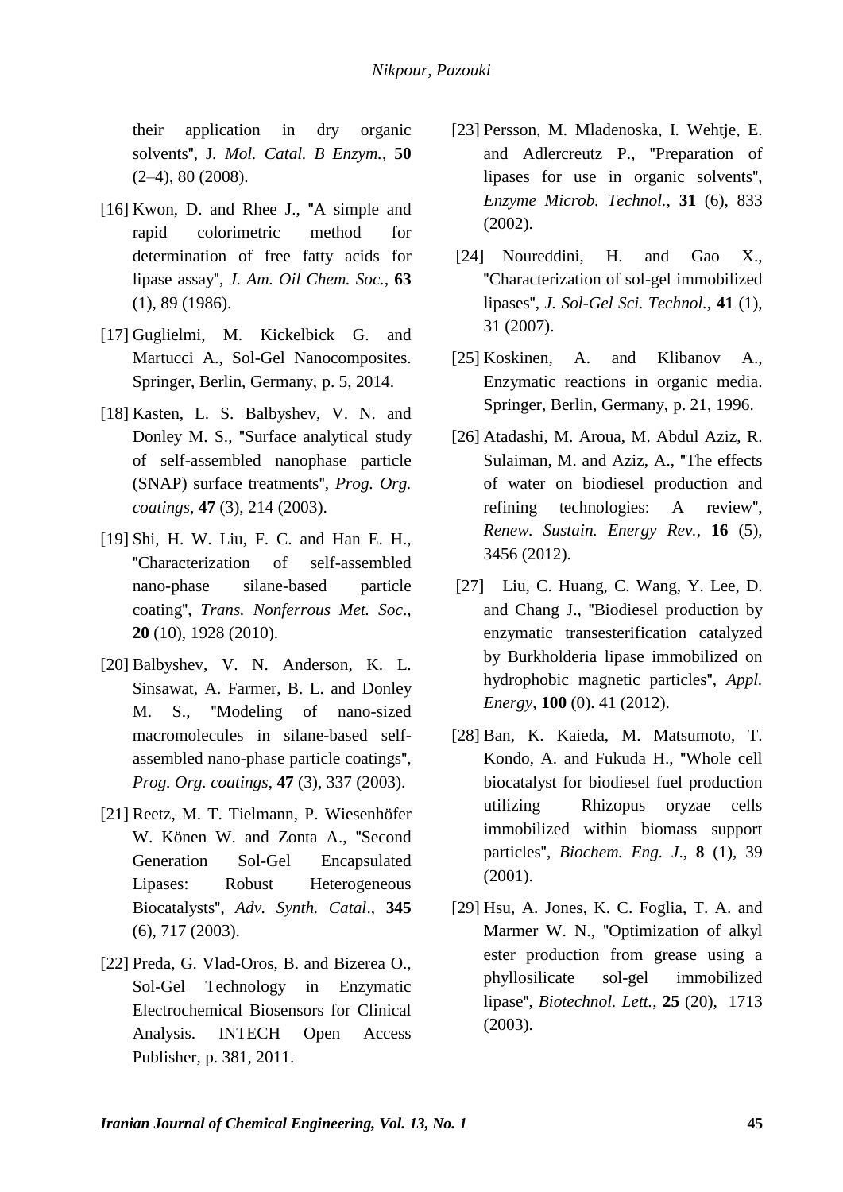their application in dry organic solvents", J. *Mol. Catal. B Enzym.*, **50** (2–4), 80 (2008).

[16] Kwon, D. and Rhee J., "A simple and rapid colorimetric method for determination of free fatty acids for lipase assay", *J. Am. Oil Chem. Soc.*, **63** (1), 89 (1986).

[17] Guglielmi, M. Kickelbick G. and Martucci A., Sol-Gel Nanocomposites. Springer, Berlin, Germany, p. 5, 2014.

[18] Kasten, L. S. Balbyshev, V. N. and Donley M. S., "Surface analytical study of self-assembled nanophase particle (SNAP) surface treatments", *Prog. Org. coatings*, **47** (3), 214 (2003).

[19] Shi, H. W. Liu, F. C. and Han E. H., "Characterization of self-assembled nano-phase silane-based particle coating", *Trans. Nonferrous Met. Soc*., **20** (10), 1928 (2010).

[20] Balbyshev, V. N. Anderson, K. L. Sinsawat, A. Farmer, B. L. and Donley M. S., "Modeling of nano-sized macromolecules in silane-based self-assembled nano-phase particle coatings", *Prog. Org. coatings*, **47** (3), 337 (2003).

[21] Reetz, M. T. Tielmann, P. Wiesenhöfer W. Könen W. and Zonta A., "Second Generation Sol-Gel Encapsulated Lipases: Robust Heterogeneous Biocatalysts", *Adv. Synth. Catal*., **345** (6), 717 (2003).

[22] Preda, G. Vlad-Oros, B. and Bizerea O., Sol-Gel Technology in Enzymatic Electrochemical Biosensors for Clinical Analysis. INTECH Open Access Publisher, p. 381, 2011.

[23] Persson, M. Mladenoska, I. Wehtje, E. and Adlercreutz P., "Preparation of lipases for use in organic solvents", *Enzyme Microb. Technol.*, **31** (6), 833 (2002).

[24] Noureddini, H. and Gao X., "Characterization of sol-gel immobilized lipases", *J. Sol-Gel Sci. Technol.*, **41** (1), 31 (2007).

[25] Koskinen, A. and Klibanov A., Enzymatic reactions in organic media. Springer, Berlin, Germany, p. 21, 1996.

[26] Atadashi, M. Aroua, M. Abdul Aziz, R. Sulaiman, M. and Aziz, A., "The effects of water on biodiesel production and refining technologies: A review", *Renew. Sustain. Energy Rev.*, **16** (5), 3456 (2012).

[27] Liu, C. Huang, C. Wang, Y. Lee, D. and Chang J., "Biodiesel production by enzymatic transesterification catalyzed by Burkholderia lipase immobilized on hydrophobic magnetic particles", *Appl. Energy*, **100** (0). 41 (2012).

[28] Ban, K. Kaieda, M. Matsumoto, T. Kondo, A. and Fukuda H., "Whole cell biocatalyst for biodiesel fuel production utilizing Rhizopus oryzae cells immobilized within biomass support particles", *Biochem. Eng. J*., **8** (1), 39 (2001).

[29] Hsu, A. Jones, K. C. Foglia, T. A. and Marmer W. N., "Optimization of alkyl ester production from grease using a phyllosilicate sol-gel immobilized lipase", *Biotechnol. Lett.*, **25** (20), 1713 (2003).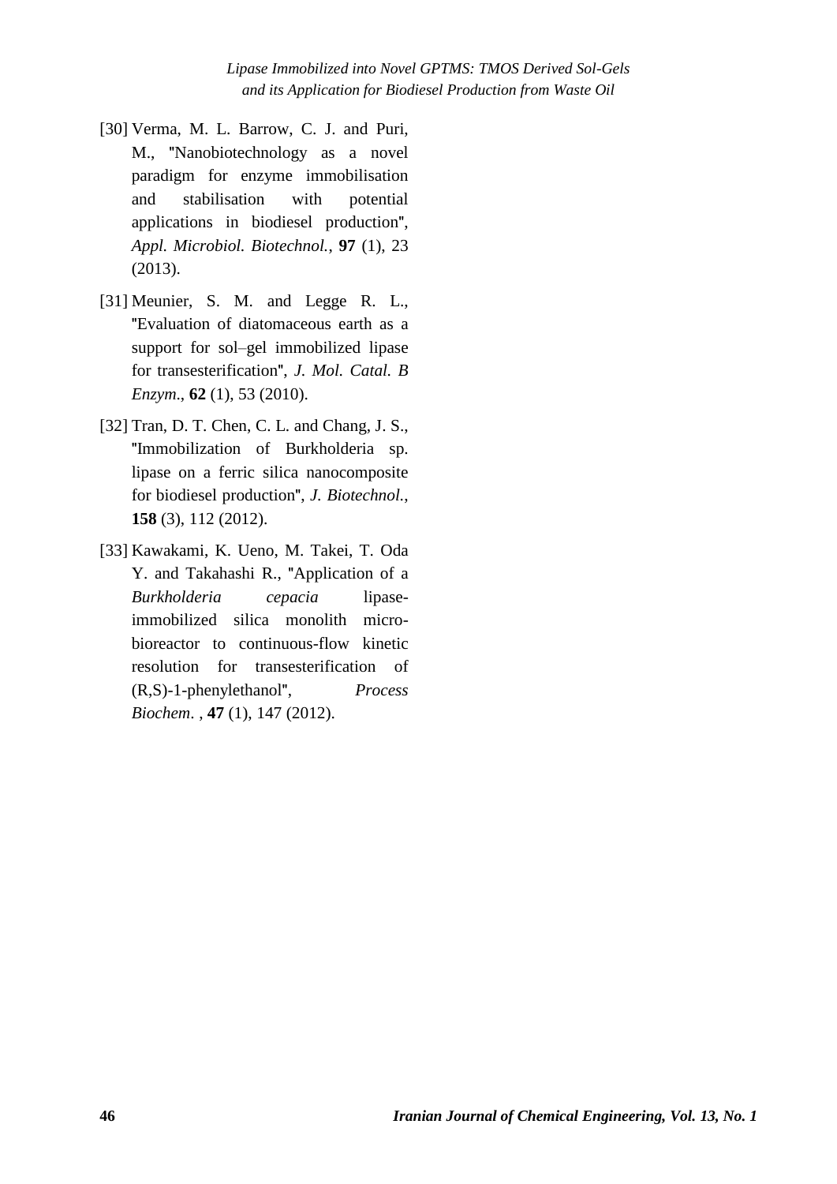[30] Verma, M. L. Barrow, C. J. and Puri, M., "Nanobiotechnology as a novel paradigm for enzyme immobilisation and stabilisation with potential applications in biodiesel production", *Appl. Microbiol. Biotechnol.*, **97** (1), 23 (2013).

[31] Meunier, S. M. and Legge R. L., "Evaluation of diatomaceous earth as a support for sol–gel immobilized lipase for transesterification", *J. Mol. Catal. B Enzym*., **62** (1), 53 (2010).

[32] Tran, D. T. Chen, C. L. and Chang, J. S., "Immobilization of Burkholderia sp. lipase on a ferric silica nanocomposite for biodiesel production", *J. Biotechnol.*, **158** (3), 112 (2012).

[33] Kawakami, K. Ueno, M. Takei, T. Oda Y. and Takahashi R., "Application of a *Burkholderia cepacia* lipase-immobilized silica monolith micro-bioreactor to continuous-flow kinetic resolution for transesterification of (R,S)-1-phenylethanol", *Process Biochem.* , **47** (1), 147 (2012).